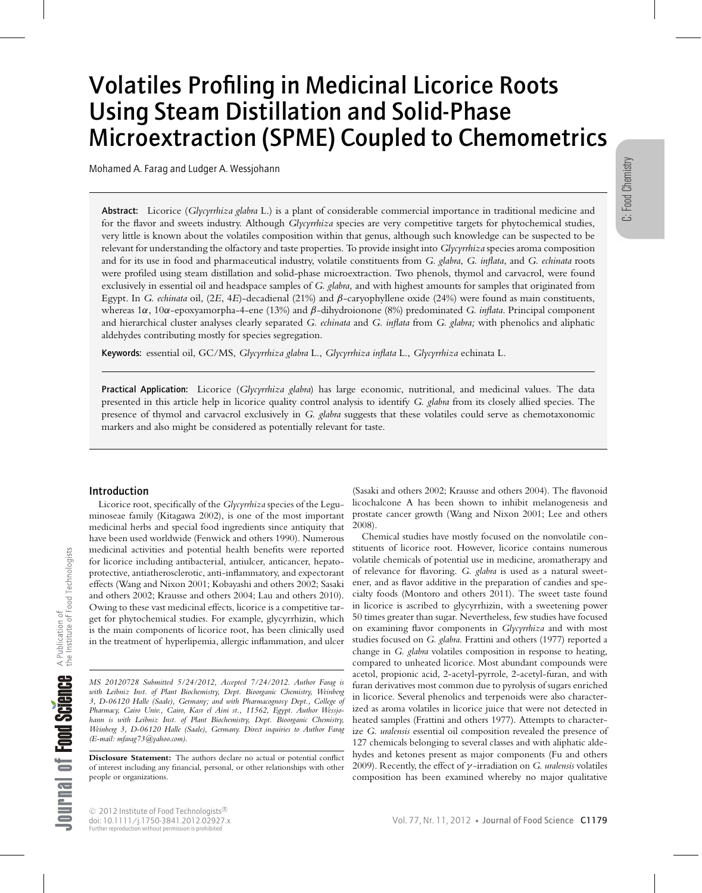# Volatiles Profiling in Medicinal Licorice Roots Using Steam Distillation and Solid-Phase Microextraction (SPME) Coupled to Chemometrics

Mohamed A. Farag and Ludger A. Wessjohann

**Abstract:** Licorice (*Glycyrrhiza glabra* L.) is a plant of considerable commercial importance in traditional medicine and for the flavor and sweets industry. Although *Glycyrrhiza* species are very competitive targets for phytochemical studies, very little is known about the volatiles composition within that genus, although such knowledge can be suspected to be relevant for understanding the olfactory and taste properties. To provide insight into *Glycyrrhiza* species aroma composition and for its use in food and pharmaceutical industry, volatile constituents from *G. glabra*, *G. inflata*, and *G. echinata* roots were profiled using steam distillation and solid-phase microextraction. Two phenols, thymol and carvacrol, were found exclusively in essential oil and headspace samples of *G. glabra,* and with highest amounts for samples that originated from Egypt. In *G. echinata* oil, (2*E*, 4*E*)-decadienal (21%) and $\beta$-caryophyllene oxide (24%) were found as main constituents, whereas 1$\alpha$, 10$\alpha$-epoxyamorpha-4-ene (13%) and $\beta$-dihydroionone (8%) predominated *G. inflata*. Principal component and hierarchical cluster analyses clearly separated *G. echinata* and *G. inflata* from *G. glabra;* with phenolics and aliphatic aldehydes contributing mostly for species segregation.

**Keywords:** essential oil, GC/MS, *Glycyrrhiza glabra* L., *Glycyrrhiza inflata* L., *Glycyrrhiza* echinata L.

**Practical Application:** Licorice (*Glycyrrhiza glabra*) has large economic, nutritional, and medicinal values. The data presented in this article help in licorice quality control analysis to identify *G. glabra* from its closely allied species. The presence of thymol and carvacrol exclusively in *G. glabra* suggests that these volatiles could serve as chemotaxonomic markers and also might be considered as potentially relevant for taste.

## Introduction

Licorice root, specifically of the *Glycyrrhiza* species of the Leguminoseae family (Kitagawa 2002), is one of the most important medicinal herbs and special food ingredients since antiquity that have been used worldwide (Fenwick and others 1990). Numerous medicinal activities and potential health benefits were reported for licorice including antibacterial, antiulcer, anticancer, hepatoprotective, antiatherosclerotic, anti-inflammatory, and expectorant effects (Wang and Nixon 2001; Kobayashi and others 2002; Sasaki and others 2002; Krausse and others 2004; Lau and others 2010). Owing to these vast medicinal effects, licorice is a competitive target for phytochemical studies. For example, glycyrrhizin, which is the main components of licorice root, has been clinically used in the treatment of hyperlipemia, allergic inflammation, and ulcer (Sasaki and others 2002; Krausse and others 2004). The flavonoid licochalcone A has been shown to inhibit melanogenesis and prostate cancer growth (Wang and Nixon 2001; Lee and others 2008).

Chemical studies have mostly focused on the nonvolatile constituents of licorice root. However, licorice contains numerous volatile chemicals of potential use in medicine, aromatherapy and of relevance for flavoring. *G. glabra* is used as a natural sweetener, and as flavor additive in the preparation of candies and specialty foods (Montoro and others 2011). The sweet taste found in licorice is ascribed to glycyrrhizin, with a sweetening power 50 times greater than sugar. Nevertheless, few studies have focused on examining flavor components in *Glycyrrhiza* and with most studies focused on *G. glabra.* Frattini and others (1977) reported a change in *G. glabra* volatiles composition in response to heating, compared to unheated licorice. Most abundant compounds were acetol, propionic acid, 2-acetyl-pyrrole, 2-acetyl-furan, and with furan derivatives most common due to pyrolysis of sugars enriched in licorice. Several phenolics and terpenoids were also characterized as aroma volatiles in licorice juice that were not detected in heated samples (Frattini and others 1977). Attempts to characterize *G. uralensis* essential oil composition revealed the presence of 127 chemicals belonging to several classes and with aliphatic aldehydes and ketones present as major components (Fu and others 2009). Recently, the effect of $\gamma$-irradiation on *G. uralensis* volatiles composition has been examined whereby no major qualitative

*MS 20120728 Submitted 5/24/2012, Accepted 7/24/2012. Author Farag is with Leibniz Inst. of Plant Biochemistry, Dept. Bioorganic Chemistry, Weinberg 3, D-06120 Halle (Saale), Germany; and with Pharmacognosy Dept., College of Pharmacy, Cairo Univ., Cairo, Kasr el Aini st., 11562, Egypt. Author Wessjohann is with Leibniz Inst. of Plant Biochemistry, Dept. Bioorganic Chemistry, Weinberg 3, D-06120 Halle (Saale), Germany. Direct inquiries to Author Farag (E-mail: mfarag73@yahoo.com).*

**Disclosure Statement:** The authors declare no actual or potential conflict of interest including any financial, personal, or other relationships with other people or organizations.

© 2012 Institute of Food Technologists®
doi: 10.1111/j.1750-3841.2012.02927.x
Further reproduction without permission is prohibited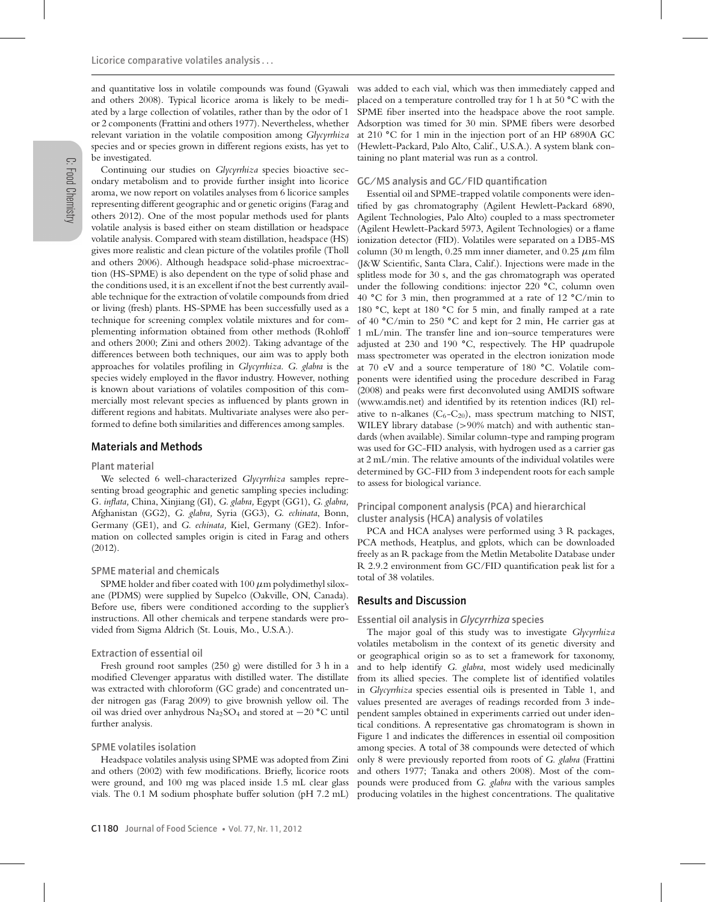and quantitative loss in volatile compounds was found (Gyawali and others 2008). Typical licorice aroma is likely to be mediated by a large collection of volatiles, rather than by the odor of 1 or 2 components (Frattini and others 1977). Nevertheless, whether relevant variation in the volatile composition among *Glycyrrhiza* species and or species grown in different regions exists, has yet to be investigated.

Continuing our studies on *Glycyrrhiza* species bioactive secondary metabolism and to provide further insight into licorice aroma, we now report on volatiles analyses from 6 licorice samples representing different geographic and or genetic origins (Farag and others 2012). One of the most popular methods used for plants volatile analysis is based either on steam distillation or headspace volatile analysis. Compared with steam distillation, headspace (HS) gives more realistic and clean picture of the volatiles profile (Tholl and others 2006). Although headspace solid-phase microextraction (HS-SPME) is also dependent on the type of solid phase and the conditions used, it is an excellent if not the best currently available technique for the extraction of volatile compounds from dried or living (fresh) plants. HS-SPME has been successfully used as a technique for screening complex volatile mixtures and for complementing information obtained from other methods (Rohloff and others 2000; Zini and others 2002). Taking advantage of the differences between both techniques, our aim was to apply both approaches for volatiles profiling in *Glycyrrhiza*. *G. glabra* is the species widely employed in the flavor industry. However, nothing is known about variations of volatiles composition of this commercially most relevant species as influenced by plants grown in different regions and habitats. Multivariate analyses were also performed to define both similarities and differences among samples.

## Materials and Methods

### Plant material

We selected 6 well-characterized *Glycyrrhiza* samples representing broad geographic and genetic sampling species including: *G. inflata,* China, Xinjiang (GI), *G. glabra,* Egypt (GG1), *G. glabra,* Afghanistan (GG2), *G. glabra,* Syria (GG3), *G. echinata*, Bonn, Germany (GE1), and *G. echinata,* Kiel, Germany (GE2). Information on collected samples origin is cited in Farag and others (2012).

### SPME material and chemicals

SPME holder and fiber coated with 100 $\mu$m polydimethyl siloxane (PDMS) were supplied by Supelco (Oakville, ON, Canada). Before use, fibers were conditioned according to the supplier's instructions. All other chemicals and terpene standards were provided from Sigma Aldrich (St. Louis, Mo., U.S.A.).

### Extraction of essential oil

Fresh ground root samples (250 g) were distilled for 3 h in a modified Clevenger apparatus with distilled water. The distillate was extracted with chloroform (GC grade) and concentrated under nitrogen gas (Farag 2009) to give brownish yellow oil. The oil was dried over anhydrous $Na_2SO_4$ and stored at −20 °C until further analysis.

### SPME volatiles isolation

Headspace volatiles analysis using SPME was adopted from Zini and others (2002) with few modifications. Briefly, licorice roots were ground, and 100 mg was placed inside 1.5 mL clear glass vials. The 0.1 M sodium phosphate buffer solution (pH 7.2 mL) was added to each vial, which was then immediately capped and placed on a temperature controlled tray for 1 h at 50 °C with the SPME fiber inserted into the headspace above the root sample. Adsorption was timed for 30 min. SPME fibers were desorbed at 210 °C for 1 min in the injection port of an HP 6890A GC (Hewlett-Packard, Palo Alto, Calif., U.S.A.). A system blank containing no plant material was run as a control.

### GC/MS analysis and GC/FID quantification

Essential oil and SPME-trapped volatile components were identified by gas chromatography (Agilent Hewlett-Packard 6890, Agilent Technologies, Palo Alto) coupled to a mass spectrometer (Agilent Hewlett-Packard 5973, Agilent Technologies) or a flame ionization detector (FID). Volatiles were separated on a DB5-MS column (30 m length, 0.25 mm inner diameter, and 0.25 $\mu$m film (J&W Scientific, Santa Clara, Calif.). Injections were made in the splitless mode for 30 s, and the gas chromatograph was operated under the following conditions: injector 220 °C, column oven 40 °C for 3 min, then programmed at a rate of 12 °C/min to 180 °C, kept at 180 °C for 5 min, and finally ramped at a rate of 40 °C/min to 250 °C and kept for 2 min, He carrier gas at 1 mL/min. The transfer line and ion–source temperatures were adjusted at 230 and 190 °C, respectively. The HP quadrupole mass spectrometer was operated in the electron ionization mode at 70 eV and a source temperature of 180 °C. Volatile components were identified using the procedure described in Farag (2008) and peaks were first deconvoluted using AMDIS software (www.amdis.net) and identified by its retention indices (RI) relative to n-alkanes ($C_6$-$C_{20}$), mass spectrum matching to NIST, WILEY library database (>90% match) and with authentic standards (when available). Similar column-type and ramping program was used for GC-FID analysis, with hydrogen used as a carrier gas at 2 mL/min. The relative amounts of the individual volatiles were determined by GC-FID from 3 independent roots for each sample to assess for biological variance.

### Principal component analysis (PCA) and hierarchical cluster analysis (HCA) analysis of volatiles

PCA and HCA analyses were performed using 3 R packages, PCA methods, Heatplus, and gplots, which can be downloaded freely as an R package from the Metlin Metabolite Database under R 2.9.2 environment from GC/FID quantification peak list for a total of 38 volatiles.

## Results and Discussion

### Essential oil analysis in *Glycyrrhiza* species

The major goal of this study was to investigate *Glycyrrhiza* volatiles metabolism in the context of its genetic diversity and or geographical origin so as to set a framework for taxonomy, and to help identify *G. glabra*, most widely used medicinally from its allied species. The complete list of identified volatiles in *Glycyrrhiza* species essential oils is presented in Table 1, and values presented are averages of readings recorded from 3 independent samples obtained in experiments carried out under identical conditions. A representative gas chromatogram is shown in Figure 1 and indicates the differences in essential oil composition among species. A total of 38 compounds were detected of which only 8 were previously reported from roots of *G. glabra* (Frattini and others 1977; Tanaka and others 2008). Most of the compounds were produced from *G. glabra* with the various samples producing volatiles in the highest concentrations. The qualitative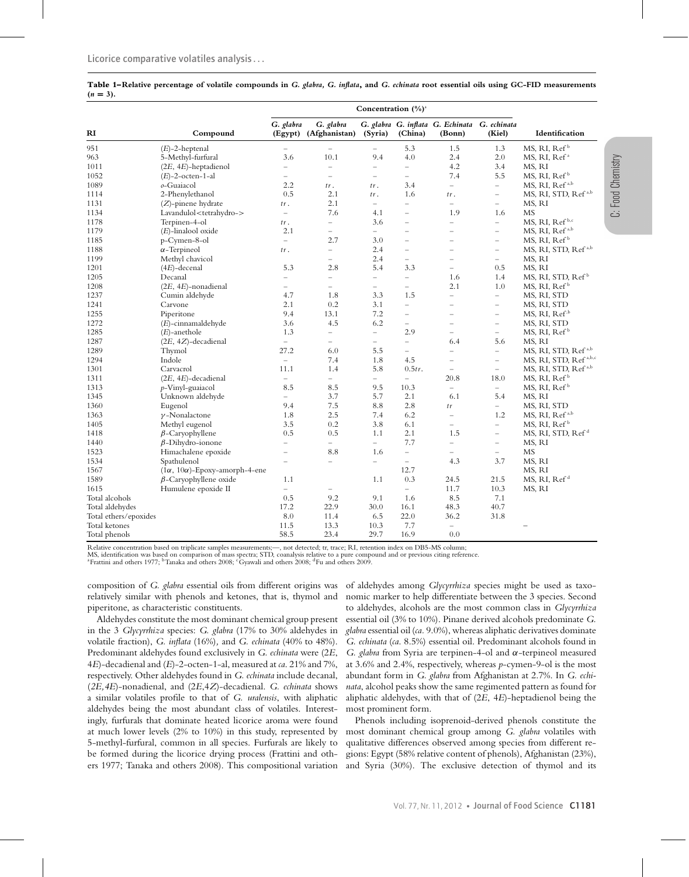**Table 1–Relative percentage of volatile compounds in *G. glabra, G. inflata*, and *G. echinata* root essential oils using GC-FID measurements (*n* = 3).**

| RI | Compound | Concentration (%)[a] | | | | | | Identification |
|---|---|---|---|---|---|---|---|---|
| | | *G. glabra* (Egypt) | *G. glabra* (Afghanistan) | *G. glabra* (Syria) | *G. inflata* (China) | *G. Echinata* (Bonn) | *G. echinata* (Kiel) | |
| 951 | (*E*)-2-heptenal | – | – | – | 5.3 | 1.5 | 1.3 | MS, RI, Ref[b] |
| 963 | 5-Methyl-furfural | 3.6 | 10.1 | 9.4 | 4.0 | 2.4 | 2.0 | MS, RI, Ref[a] |
| 1011 | (2*E*, 4*E*)-heptadienol | – | – | – | – | 4.2 | 3.4 | MS, RI |
| 1052 | (*E*)-2-octen-1-al | – | – | – | – | 7.4 | 5.5 | MS, RI, Ref[b] |
| 1089 | *o*-Guaiacol | 2.2 | *tr*. | *tr*. | 3.4 | – | – | MS, RI, Ref[a,b] |
| 1114 | 2-Phenylethanol | 0.5 | 2.1 | *tr*. | 1.6 | *tr*. | – | MS, RI, STD, Ref[a,b] |
| 1131 | (*Z*)-pinene hydrate | *tr*. | 2.1 | – | – | – | – | MS, RI |
| 1134 | Lavandulol<tetrahydro-> | – | 7.6 | 4.1 | – | 1.9 | 1.6 | MS |
| 1178 | Terpinen-4-ol | *tr*. | – | 3.6 | – | – | – | MS, RI, Ref[b,c] |
| 1179 | (*E*)-linalool oxide | 2.1 | – | – | – | – | – | MS, RI, Ref[a,b] |
| 1185 | p-Cymen-8-ol | – | 2.7 | 3.0 | – | – | – | MS, RI, Ref[b] |
| 1188 | α-Terpineol | *tr*. | – | 2.4 | – | – | – | MS, RI, STD, Ref[a,b] |
| 1199 | Methyl chavicol | | – | 2.4 | – | – | – | MS, RI |
| 1201 | (4*E*)-decenal | 5.3 | 2.8 | 5.4 | 3.3 | – | 0.5 | MS, RI |
| 1205 | Decanal | – | – | – | – | 1.6 | 1.4 | MS, RI, STD, Ref[b] |
| 1208 | (2*E*, 4*E*)-nonadienal | – | – | – | – | 2.1 | 1.0 | MS, RI, Ref[b] |
| 1237 | Cumin aldehyde | 4.7 | 1.8 | 3.3 | 1.5 | – | – | MS, RI, STD |
| 1241 | Carvone | 2.1 | 0.2 | 3.1 | – | – | – | MS, RI, STD |
| 1255 | Piperitone | 9.4 | 13.1 | 7.2 | – | – | – | MS, RI, Ref[b] |
| 1272 | (*E*)-cinnamaldehyde | 3.6 | 4.5 | 6.2 | – | – | – | MS, RI, STD |
| 1285 | (*E*)-anethole | 1.3 | – | – | 2.9 | – | – | MS, RI, Ref[b] |
| 1287 | (2*E*, 4*Z*)-decadienal | – | – | – | – | 6.4 | 5.6 | MS, RI |
| 1289 | Thymol | 27.2 | 6.0 | 5.5 | – | – | – | MS, RI, STD, Ref[a,b] |
| 1294 | Indole | – | 7.4 | 1.8 | 4.5 | – | – | MS, RI, STD, Ref[a,b,c] |
| 1301 | Carvacrol | 11.1 | 1.4 | 5.8 | 0.5*tr*. | – | – | MS, RI, STD, Ref[a,b] |
| 1311 | (2*E*, 4*E*)-decadienal | – | – | – | – | 20.8 | 18.0 | MS, RI, Ref[b] |
| 1313 | *p*-Vinyl-guaiacol | 8.5 | 8.5 | 9.5 | 10.3 | – | – | MS, RI, Ref[b] |
| 1345 | Unknown aldehyde | – | 3.7 | 5.7 | 2.1 | 6.1 | 5.4 | MS, RI |
| 1360 | Eugenol | 9.4 | 7.5 | 8.8 | 2.8 | *tr* | – | MS, RI, STD |
| 1363 | γ-Nonalactone | 1.8 | 2.5 | 7.4 | 6.2 | – | 1.2 | MS, RI, Ref[a,b] |
| 1405 | Methyl eugenol | 3.5 | 0.2 | 3.8 | 6.1 | – | – | MS, RI, Ref[b] |
| 1418 | β-Caryophyllene | 0.5 | 0.5 | 1.1 | 2.1 | 1.5 | – | MS, RI, STD, Ref[d] |
| 1440 | β-Dihydro-ionone | – | – | – | 7.7 | – | – | MS, RI |
| 1523 | Himachalene epoxide | – | 8.8 | 1.6 | – | – | – | MS |
| 1534 | Spathulenol | – | – | – | – | 4.3 | 3.7 | MS, RI |
| 1567 | (1α, 10α)-Epoxy-amorph-4-ene | | | | 12.7 | | | MS, RI |
| 1589 | β-Caryophyllene oxide | 1.1 | | 1.1 | 0.3 | 24.5 | 21.5 | MS, RI, Ref[d] |
| 1615 | Humulene epoxide II | – | – | | – | 11.7 | 10.3 | MS, RI |
| Total alcohols | | 0.5 | 9.2 | 9.1 | 1.6 | 8.5 | 7.1 | |
| Total aldehydes | | 17.2 | 22.9 | 30.0 | 16.1 | 48.3 | 40.7 | |
| Total ethers/epoxides | | 8.0 | 11.4 | 6.5 | 22.0 | 36.2 | 31.8 | |
| Total ketones | | 11.5 | 13.3 | 10.3 | 7.7 | – | | – |
| Total phenols | | 58.5 | 23.4 | 29.7 | 16.9 | 0.0 | | |

Relative concentration based on triplicate samples measurements;—, not detected; tr, trace; RI, retention index on DB5-MS column;
MS, identification was based on comparison of mass spectra; STD, coanalysis relative to a pure compound and or previous citing reference.
[a]Frattini and others 1977; [b]Tanaka and others 2008; [c]Gyawali and others 2008; [d]Fu and others 2009.

composition of *G. glabra* essential oils from different origins was relatively similar with phenols and ketones, that is, thymol and piperitone, as characteristic constituents.

Aldehydes constitute the most dominant chemical group present in the 3 *Glycyrrhiza* species: *G. glabra* (17% to 30% aldehydes in volatile fraction), *G. inflata* (16%), and *G. echinata* (40% to 48%). Predominant aldehydes found exclusively in *G. echinata* were (2*E*, 4*E*)-decadienal and (*E*)-2-octen-1-al, measured at *ca.* 21% and 7%, respectively. Other aldehydes found in *G. echinata* include decanal, (2*E,4E*)-nonadienal, and (2*E*,4*Z*)-decadienal. *G. echinata* shows a similar volatiles profile to that of *G. uralensis*, with aliphatic aldehydes being the most abundant class of volatiles. Interestingly, furfurals that dominate heated licorice aroma were found at much lower levels (2% to 10%) in this study, represented by 5-methyl-furfural, common in all species. Furfurals are likely to be formed during the licorice drying process (Frattini and others 1977; Tanaka and others 2008). This compositional variation of aldehydes among *Glycyrrhiza* species might be used as taxonomic marker to help differentiate between the 3 species. Second to aldehydes, alcohols are the most common class in *Glycyrrhiza* essential oil (3% to 10%). Pinane derived alcohols predominate *G. glabra* essential oil (*ca.* 9.0%), whereas aliphatic derivatives dominate *G. echinata* (*ca.* 8.5%) essential oil. Predominant alcohols found in *G. glabra* from Syria are terpinen-4-ol and α-terpineol measured at 3.6% and 2.4%, respectively, whereas *p*-cymen-9-ol is the most abundant form in *G. glabra* from Afghanistan at 2.7%. In *G. echinata*, alcohol peaks show the same regimented pattern as found for aliphatic aldehydes, with that of (2*E*, 4*E*)-heptadienol being the most prominent form.

Phenols including isoprenoid-derived phenols constitute the most dominant chemical group among *G. glabra* volatiles with qualitative differences observed among species from different regions: Egypt (58% relative content of phenols), Afghanistan (23%), and Syria (30%). The exclusive detection of thymol and its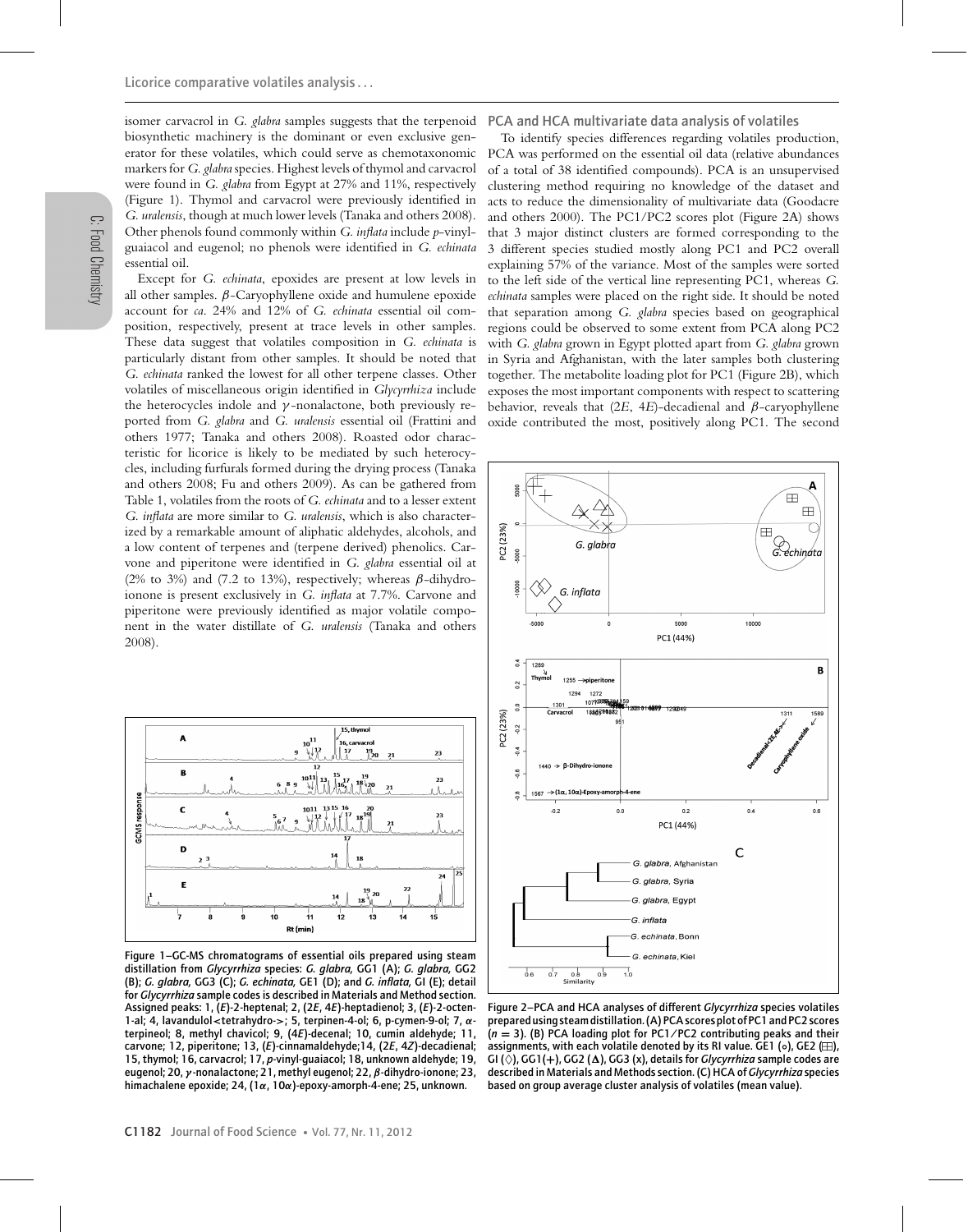isomer carvacrol in *G. glabra* samples suggests that the terpenoid biosynthetic machinery is the dominant or even exclusive generator for these volatiles, which could serve as chemotaxonomic markers for *G. glabra* species. Highest levels of thymol and carvacrol were found in *G. glabra* from Egypt at 27% and 11%, respectively (Figure 1). Thymol and carvacrol were previously identified in *G. uralensis*, though at much lower levels (Tanaka and others 2008). Other phenols found commonly within *G. inflata* include *p*-vinylguaiacol and eugenol; no phenols were identified in *G. echinata* essential oil.

Except for *G. echinata*, epoxides are present at low levels in all other samples. β-Caryophyllene oxide and humulene epoxide account for *ca.* 24% and 12% of *G. echinata* essential oil composition, respectively, present at trace levels in other samples. These data suggest that volatiles composition in *G. echinata* is particularly distant from other samples. It should be noted that *G. echinata* ranked the lowest for all other terpene classes. Other volatiles of miscellaneous origin identified in *Glycyrrhiza* include the heterocycles indole and γ-nonalactone, both previously reported from *G. glabra* and *G. uralensis* essential oil (Frattini and others 1977; Tanaka and others 2008). Roasted odor characteristic for licorice is likely to be mediated by such heterocycles, including furfurals formed during the drying process (Tanaka and others 2008; Fu and others 2009). As can be gathered from Table 1, volatiles from the roots of *G. echinata* and to a lesser extent *G. inflata* are more similar to *G. uralensis*, which is also characterized by a remarkable amount of aliphatic aldehydes, alcohols, and a low content of terpenes and (terpene derived) phenolics. Carvone and piperitone were identified in *G. glabra* essential oil at (2% to 3%) and (7.2 to 13%), respectively; whereas β-dihydroionone is present exclusively in *G. inflata* at 7.7%. Carvone and piperitone were previously identified as major volatile component in the water distillate of *G. uralensis* (Tanaka and others 2008).

Figure 1–GC-MS chromatograms of essential oils prepared using steam distillation from *Glycyrrhiza* species: *G. glabra,* GG1 (A); *G. glabra,* GG2 (B); *G. glabra,* GG3 (C); *G. echinata,* GE1 (D); and *G. inflata,* GI (E); detail for *Glycyrrhiza* sample codes is described in Materials and Method section. Assigned peaks: 1, (*E*)-2-heptenal; 2, (2*E*, 4*E*)-heptadienol; 3, (*E*)-2-octen-1-al; 4, lavandulol<tetrahydro->; 5, terpinen-4-ol; 6, p-cymen-9-ol; 7, α-terpineol; 8, methyl chavicol; 9, (4*E*)-decenal; 10, cumin aldehyde; 11, carvone; 12, piperitone; 13, (*E*)-cinnamaldehyde;14, (2*E*, 4*Z*)-decadienal; 15, thymol; 16, carvacrol; 17, *p*-vinyl-guaiacol; 18, unknown aldehyde; 19, eugenol; 20, γ-nonalactone; 21, methyl eugenol; 22, β-dihydro-ionone; 23, himachalene epoxide; 24, (1α, 10α)-epoxy-amorph-4-ene; 25, unknown.

## PCA and HCA multivariate data analysis of volatiles

To identify species differences regarding volatiles production, PCA was performed on the essential oil data (relative abundances of a total of 38 identified compounds). PCA is an unsupervised clustering method requiring no knowledge of the dataset and acts to reduce the dimensionality of multivariate data (Goodacre and others 2000). The PC1/PC2 scores plot (Figure 2A) shows that 3 major distinct clusters are formed corresponding to the 3 different species studied mostly along PC1 and PC2 overall explaining 57% of the variance. Most of the samples were sorted to the left side of the vertical line representing PC1, whereas *G. echinata* samples were placed on the right side. It should be noted that separation among *G. glabra* species based on geographical regions could be observed to some extent from PCA along PC2 with *G. glabra* grown in Egypt plotted apart from *G. glabra* grown in Syria and Afghanistan, with the later samples both clustering together. The metabolite loading plot for PC1 (Figure 2B), which exposes the most important components with respect to scattering behavior, reveals that (2*E*, 4*E*)-decadienal and β-caryophyllene oxide contributed the most, positively along PC1. The second

Figure 2–PCA and HCA analyses of different *Glycyrrhiza* species volatiles prepared using steam distillation. (A) PCA scores plot of PC1 and PC2 scores ($n = 3$). (B) PCA loading plot for PC1/PC2 contributing peaks and their assignments, with each volatile denoted by its RI value. GE1 (○), GE2 (⊞), GI (◇), GG1(+), GG2 (Δ), GG3 (x), details for *Glycyrrhiza* sample codes are described in Materials and Methods section. (C) HCA of *Glycyrrhiza* species based on group average cluster analysis of volatiles (mean value).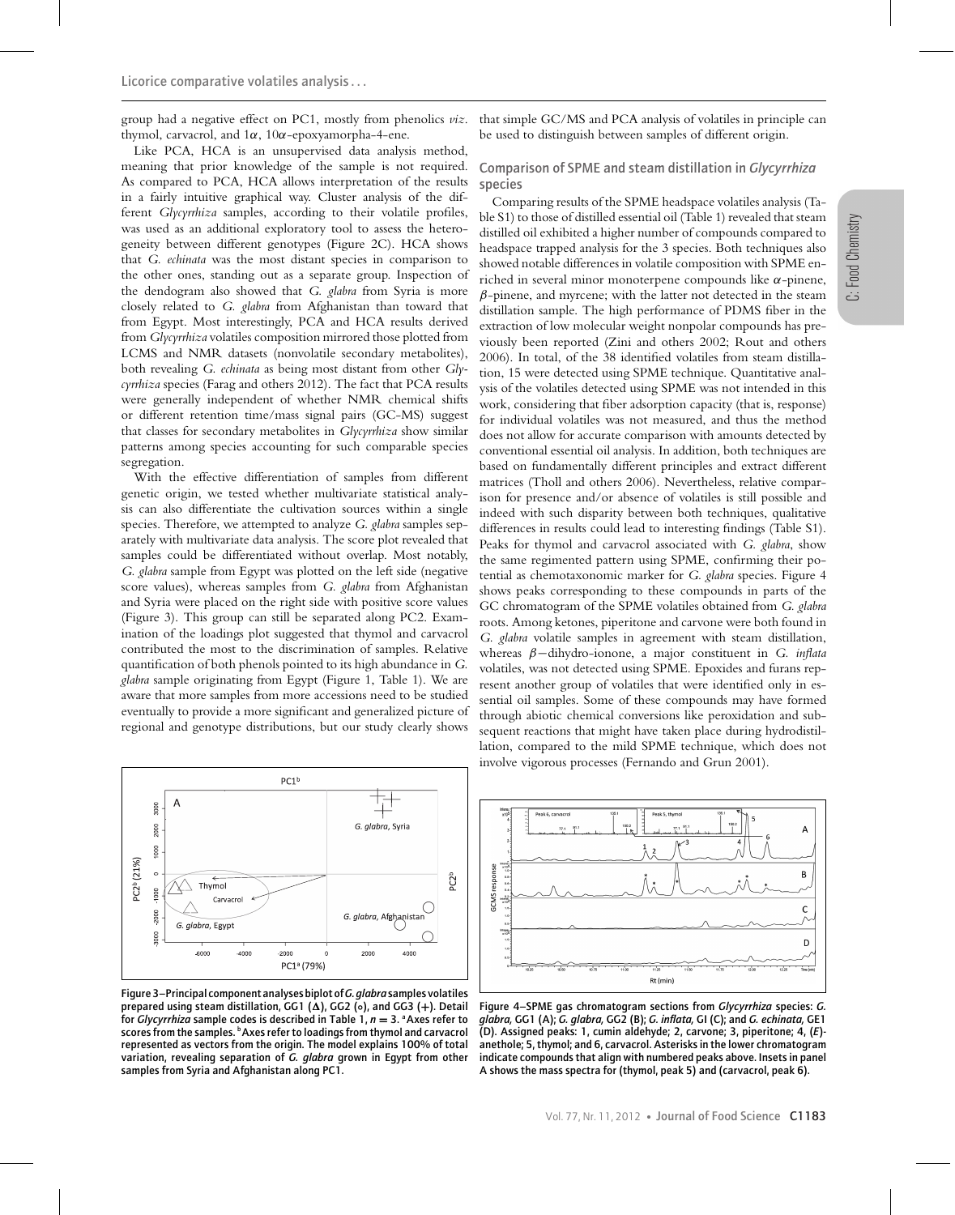group had a negative effect on PC1, mostly from phenolics *viz.* thymol, carvacrol, and 1$\alpha$, 10$\alpha$-epoxyamorpha-4-ene.

Like PCA, HCA is an unsupervised data analysis method, meaning that prior knowledge of the sample is not required. As compared to PCA, HCA allows interpretation of the results in a fairly intuitive graphical way. Cluster analysis of the different *Glycyrrhiza* samples, according to their volatile profiles, was used as an additional exploratory tool to assess the heterogeneity between different genotypes (Figure 2C). HCA shows that *G. echinata* was the most distant species in comparison to the other ones, standing out as a separate group. Inspection of the dendogram also showed that *G. glabra* from Syria is more closely related to *G. glabra* from Afghanistan than toward that from Egypt. Most interestingly, PCA and HCA results derived from *Glycyrrhiza* volatiles composition mirrored those plotted from LCMS and NMR datasets (nonvolatile secondary metabolites), both revealing *G. echinata* as being most distant from other *Glycyrrhiza* species (Farag and others 2012). The fact that PCA results were generally independent of whether NMR chemical shifts or different retention time/mass signal pairs (GC-MS) suggest that classes for secondary metabolites in *Glycyrrhiza* show similar patterns among species accounting for such comparable species segregation.

With the effective differentiation of samples from different genetic origin, we tested whether multivariate statistical analysis can also differentiate the cultivation sources within a single species. Therefore, we attempted to analyze *G. glabra* samples separately with multivariate data analysis. The score plot revealed that samples could be differentiated without overlap. Most notably, *G. glabra* sample from Egypt was plotted on the left side (negative score values), whereas samples from *G. glabra* from Afghanistan and Syria were placed on the right side with positive score values (Figure 3). This group can still be separated along PC2. Examination of the loadings plot suggested that thymol and carvacrol contributed the most to the discrimination of samples. Relative quantification of both phenols pointed to its high abundance in *G. glabra* sample originating from Egypt (Figure 1, Table 1). We are aware that more samples from more accessions need to be studied eventually to provide a more significant and generalized picture of regional and genotype distributions, but our study clearly shows that simple GC/MS and PCA analysis of volatiles in principle can be used to distinguish between samples of different origin.

## Comparison of SPME and steam distillation in *Glycyrrhiza* species

Comparing results of the SPME headspace volatiles analysis (Table S1) to those of distilled essential oil (Table 1) revealed that steam distilled oil exhibited a higher number of compounds compared to headspace trapped analysis for the 3 species. Both techniques also showed notable differences in volatile composition with SPME enriched in several minor monoterpene compounds like $\alpha$-pinene, $\beta$-pinene, and myrcene; with the latter not detected in the steam distillation sample. The high performance of PDMS fiber in the extraction of low molecular weight nonpolar compounds has previously been reported (Zini and others 2002; Rout and others 2006). In total, of the 38 identified volatiles from steam distillation, 15 were detected using SPME technique. Quantitative analysis of the volatiles detected using SPME was not intended in this work, considering that fiber adsorption capacity (that is, response) for individual volatiles was not measured, and thus the method does not allow for accurate comparison with amounts detected by conventional essential oil analysis. In addition, both techniques are based on fundamentally different principles and extract different matrices (Tholl and others 2006). Nevertheless, relative comparison for presence and/or absence of volatiles is still possible and indeed with such disparity between both techniques, qualitative differences in results could lead to interesting findings (Table S1). Peaks for thymol and carvacrol associated with *G. glabra*, show the same regimented pattern using SPME, confirming their potential as chemotaxonomic marker for *G. glabra* species. Figure 4 shows peaks corresponding to these compounds in parts of the GC chromatogram of the SPME volatiles obtained from *G. glabra* roots. Among ketones, piperitone and carvone were both found in *G. glabra* volatile samples in agreement with steam distillation, whereas $\beta$−dihydro-ionone, a major constituent in *G. inflata* volatiles, was not detected using SPME. Epoxides and furans represent another group of volatiles that were identified only in essential oil samples. Some of these compounds may have formed through abiotic chemical conversions like peroxidation and subsequent reactions that might have taken place during hydrodistillation, compared to the mild SPME technique, which does not involve vigorous processes (Fernando and Grun 2001).

Figure 3–Principal component analyses biplot of *G. glabra* samples volatiles prepared using steam distillation, GG1 ($\Delta$), GG2 ($\circ$), and GG3 (+). Detail for *Glycyrrhiza* sample codes is described in Table 1, $n = 3$. [a]Axes refer to scores from the samples. [b]Axes refer to loadings from thymol and carvacrol represented as vectors from the origin. The model explains 100% of total variation, revealing separation of *G. glabra* grown in Egypt from other samples from Syria and Afghanistan along PC1.

Figure 4–SPME gas chromatogram sections from *Glycyrrhiza* species: *G. glabra*, GG1 (A); *G. glabra*, GG2 (B); *G. inflata*, GI (C); and *G. echinata*, GE1 (D). Assigned peaks: 1, cumin aldehyde; 2, carvone; 3, piperitone; 4, (*E*)-anethole; 5, thymol; and 6, carvacrol. Asterisks in the lower chromatogram indicate compounds that align with numbered peaks above. Insets in panel A shows the mass spectra for (thymol, peak 5) and (carvacrol, peak 6).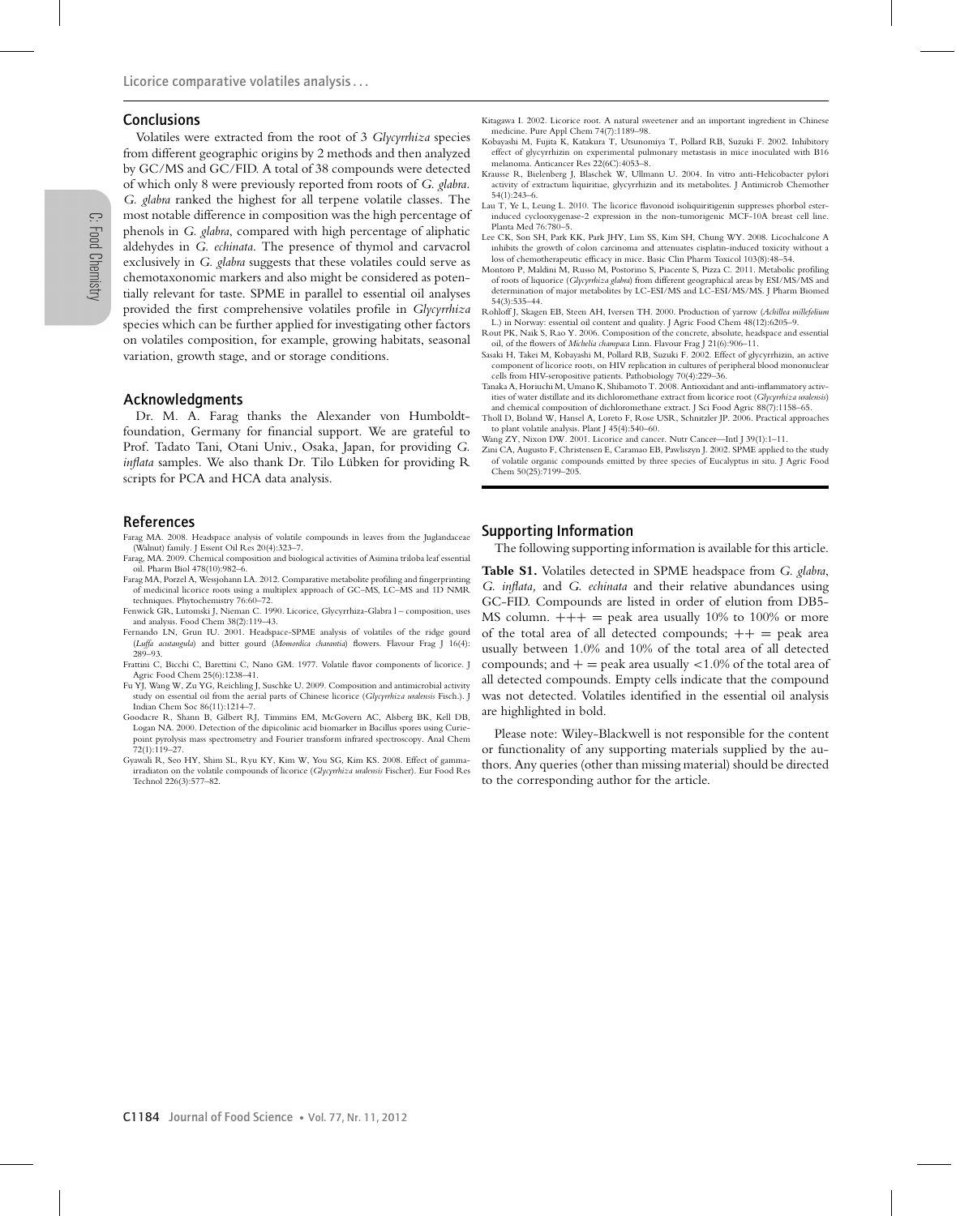## Conclusions

Volatiles were extracted from the root of 3 *Glycyrrhiza* species from different geographic origins by 2 methods and then analyzed by GC/MS and GC/FID. A total of 38 compounds were detected of which only 8 were previously reported from roots of *G. glabra*. *G. glabra* ranked the highest for all terpene volatile classes. The most notable difference in composition was the high percentage of phenols in *G. glabra*, compared with high percentage of aliphatic aldehydes in *G. echinata*. The presence of thymol and carvacrol exclusively in *G. glabra* suggests that these volatiles could serve as chemotaxonomic markers and also might be considered as potentially relevant for taste. SPME in parallel to essential oil analyses provided the first comprehensive volatiles profile in *Glycyrrhiza* species which can be further applied for investigating other factors on volatiles composition, for example, growing habitats, seasonal variation, growth stage, and or storage conditions.

## Acknowledgments

Dr. M. A. Farag thanks the Alexander von Humboldt-foundation, Germany for financial support. We are grateful to Prof. Tadato Tani, Otani Univ., Osaka, Japan, for providing *G. inflata* samples. We also thank Dr. Tilo Lübken for providing R scripts for PCA and HCA data analysis.

## References

Farag MA. 2008. Headspace analysis of volatile compounds in leaves from the Juglandaceae (Walnut) family. J Essent Oil Res 20(4):323–7.

Farag, MA. 2009. Chemical composition and biological activities of Asimina triloba leaf essential oil. Pharm Biol 478(10):982–6.

Farag MA, Porzel A, Wessjohann LA. 2012. Comparative metabolite profiling and fingerprinting of medicinal licorice roots using a multiplex approach of GC–MS, LC–MS and 1D NMR techniques. Phytochemistry 76:60–72.

Fenwick GR, Lutomski J, Nieman C. 1990. Licorice, Glycyrrhiza-Glabra l – composition, uses and analysis. Food Chem 38(2):119–43.

Fernando LN, Grun IU. 2001. Headspace-SPME analysis of volatiles of the ridge gourd (*Luffa acutangula*) and bitter gourd (*Momordica charantia*) flowers. Flavour Frag J 16(4): 289–93.

Frattini C, Bicchi C, Barettini C, Nano GM. 1977. Volatile flavor components of licorice. J Agric Food Chem 25(6):1238–41.

Fu YJ, Wang W, Zu YG, Reichling J, Suschke U. 2009. Composition and antimicrobial activity study on essential oil from the aerial parts of Chinese licorice (*Glycyrrhiza uralensis* Fisch.). J Indian Chem Soc 86(11):1214–7.

Goodacre R, Shann B, Gilbert RJ, Timmins EM, McGovern AC, Alsberg BK, Kell DB, Logan NA. 2000. Detection of the dipicolinic acid biomarker in Bacillus spores using Curie-point pyrolysis mass spectrometry and Fourier transform infrared spectroscopy. Anal Chem 72(1):119–27.

Gyawali R, Seo HY, Shim SL, Ryu KY, Kim W, You SG, Kim KS. 2008. Effect of gamma-irradiaton on the volatile compounds of licorice (*Glycyrrhiza uralensis* Fischer). Eur Food Res Technol 226(3):577–82.

Kitagawa I. 2002. Licorice root. A natural sweetener and an important ingredient in Chinese medicine. Pure Appl Chem 74(7):1189–98.

Kobayashi M, Fujita K, Katakura T, Utsunomiya T, Pollard RB, Suzuki F. 2002. Inhibitory effect of glycyrrhizin on experimental pulmonary metastasis in mice inoculated with B16 melanoma. Anticancer Res 22(6C):4053–8.

Krausse R, Bielenberg J, Blaschek W, Ullmann U. 2004. In vitro anti-Helicobacter pylori activity of extractum liquiritiae, glycyrrhizin and its metabolites. J Antimicrob Chemother 54(1):243–6.

Lau T, Ye L, Leung L. 2010. The licorice flavonoid isoliquiritigenin suppresses phorbol ester-induced cyclooxygenase-2 expression in the non-tumorigenic MCF-10A breast cell line. Planta Med 76:780–5.

Lee CK, Son SH, Park KK, Park JHY, Lim SS, Kim SH, Chung WY. 2008. Licochalcone A inhibits the growth of colon carcinoma and attenuates cisplatin-induced toxicity without a loss of chemotherapeutic efficacy in mice. Basic Clin Pharm Toxicol 103(8):48–54.

Montoro P, Maldini M, Russo M, Postorino S, Piacente S, Pizza C. 2011. Metabolic profiling of roots of liquorice (*Glycyrrhiza glabra*) from different geographical areas by ESI/MS/MS and determination of major metabolites by LC-ESI/MS and LC-ESI/MS/MS. J Pharm Biomed 54(3):535–44.

Rohloff J, Skagen EB, Steen AH, Iversen TH. 2000. Production of yarrow (*Achillea millefolium* L.) in Norway: essential oil content and quality. J Agric Food Chem 48(12):6205–9.

Rout PK, Naik S, Rao Y. 2006. Composition of the concrete, absolute, headspace and essential oil, of the flowers of *Michelia champaca* Linn. Flavour Frag J 21(6):906–11.

Sasaki H, Takei M, Kobayashi M, Pollard RB, Suzuki F. 2002. Effect of glycyrrhizin, an active component of licorice roots, on HIV replication in cultures of peripheral blood mononuclear cells from HIV-seropositive patients. Pathobiology 70(4):229–36.

Tanaka A, Horiuchi M, Umano K, Shibamoto T. 2008. Antioxidant and anti-inflammatory activities of water distillate and its dichloromethane extract from licorice root (*Glycyrrhiza uralensis*) and chemical composition of dichloromethane extract. J Sci Food Agric 88(7):1158–65.

Tholl D, Boland W, Hansel A, Loreto F, Rose USR, Schnitzler JP. 2006. Practical approaches to plant volatile analysis. Plant J 45(4):540–60.

Wang ZY, Nixon DW. 2001. Licorice and cancer. Nutr Cancer—Intl J 39(1):1–11.

Zini CA, Augusto F, Christensen E, Caramao EB, Pawliszyn J. 2002. SPME applied to the study of volatile organic compounds emitted by three species of Eucalyptus in situ. J Agric Food Chem 50(25):7199–205.

## Supporting Information

The following supporting information is available for this article.

**Table S1.** Volatiles detected in SPME headspace from *G. glabra*, *G. inflata,* and *G. echinata* and their relative abundances using GC-FID. Compounds are listed in order of elution from DB5-MS column. +++ = peak area usually 10% to 100% or more of the total area of all detected compounds; ++ = peak area usually between 1.0% and 10% of the total area of all detected compounds; and + = peak area usually <1.0% of the total area of all detected compounds. Empty cells indicate that the compound was not detected. Volatiles identified in the essential oil analysis are highlighted in bold.

Please note: Wiley-Blackwell is not responsible for the content or functionality of any supporting materials supplied by the authors. Any queries (other than missing material) should be directed to the corresponding author for the article.